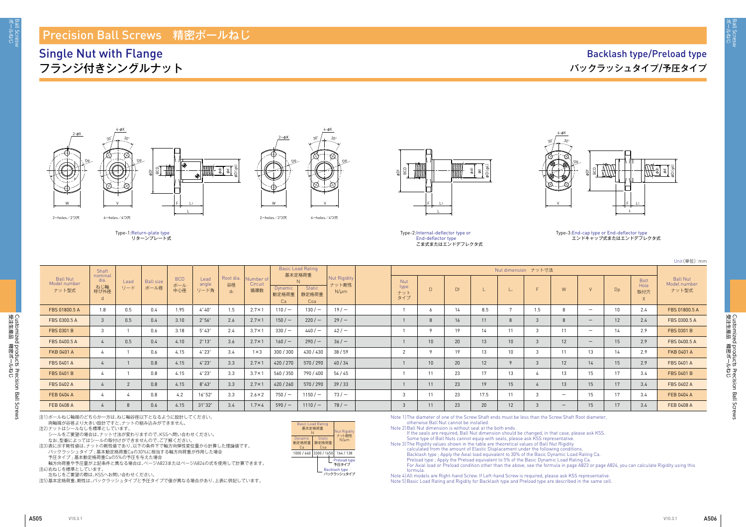# Precision Ball Screws　精密ボールねじ

## Single Nut with Flange
## フランジ付きシングルナット

## Backlash type/Preload type
## バックラッシュタイプ/予圧タイプ

Type-1:Return-plate type
リターンプレート式

Type-2:Internal-deflector type or End-deflector type
こま式またはエンドデフレクタ式

Type-3:End-cap type or End-deflector type
エンドキャップ式またはエンドデフレクタ式

Unit(単位):mm

| Ball Nut Model number ナット型式 | Shaft nominal dia. ねじ軸呼び径 d | Lead リード | Ball size ボール径 | BCD ボール中心径 | Lead angle リード角 | Root dia. 谷径 $d_r$ | Number of Circuit 循環数 | Basic Load Rating 基本定格荷重 N Dynamic 動定格荷重 Ca | Basic Load Rating 基本定格荷重 N Static 静定格荷重 Coa | Nut Rigidity ナット剛性 N/μm | Nut type ナットタイプ | D | Df | L | $L_1$ | F | W | V | Dp | Bolt Hole 取付穴 X | Ball Nut Model number ナット型式 |
|---|---|---|---|---|---|---|---|---|---|---|---|---|---|---|---|---|---|---|---|---|---|
| FBS 01800.5 A | 1.8 | 0.5 | 0.4 | 1.95 | 4°40′ | 1.5 | 2.7×1 | 110 / — | 130 / — | 19 / — | 1 | 6 | 14 | 8.5 | 7 | 1.5 | 8 | — | 10 | 2.4 | FBS 01800.5 A |
| FBS 0300.5 A | 3 | 0.5 | 0.4 | 3.10 | 2°56′ | 2.6 | 2.7×1 | 150 / — | 220 / — | 29 / — | 1 | 8 | 16 | 11 | 8 | 3 | 8 | — | 12 | 2.4 | FBS 0300.5 A |
| FBS 0301 B | 3 | 1 | 0.6 | 3.18 | 5°43′ | 2.4 | 3.7×1 | 330 / — | 440 / — | 42 / — | 1 | 9 | 19 | 14 | 11 | 3 | 11 | — | 14 | 2.9 | FBS 0301 B |
| FBS 0400.5 A | 4 | 0.5 | 0.4 | 4.10 | 2°13′ | 3.6 | 2.7×1 | 160 / — | 290 / — | 36 / — | 1 | 10 | 20 | 13 | 10 | 3 | 12 | — | 15 | 2.9 | FBS 0400.5 A |
| FKB 0401 A | 4 | 1 | 0.6 | 4.15 | 4°23′ | 3.4 | 1×3 | 300 / 300 | 430 / 430 | 38 / 59 | 2 | 9 | 19 | 13 | 10 | 3 | 11 | 13 | 14 | 2.9 | FKB 0401 A |
| FBS 0401 A | 4 | 1 | 0.8 | 4.15 | 4°23′ | 3.3 | 2.7×1 | 420 / 270 | 570 / 290 | 40 / 34 | 1 | 10 | 20 | 12 | 9 | 3 | 12 | 14 | 15 | 2.9 | FBS 0401 A |
| FBS 0401 B | 4 | 1 | 0.8 | 4.15 | 4°23′ | 3.3 | 3.7×1 | 560 / 350 | 790 / 400 | 54 / 45 | 1 | 11 | 23 | 17 | 13 | 4 | 13 | 15 | 17 | 3.4 | FBS 0401 B |
| FBS 0402 A | 4 | 2 | 0.8 | 4.15 | 8°43′ | 3.3 | 2.7×1 | 420 / 260 | 570 / 290 | 39 / 33 | 1 | 11 | 23 | 19 | 15 | 4 | 13 | 15 | 17 | 3.4 | FBS 0402 A |
| FEB 0404 A | 4 | 4 | 0.8 | 4.2 | 16°52′ | 3.3 | 2.6×2 | 750 / — | 1150 / — | 73 / — | 3 | 11 | 23 | 17.5 | 11 | 3 | — | 15 | 17 | 3.4 | FEB 0404 A |
| FEB 0408 A | 4 | 8 | 0.6 | 4.15 | 31°32′ | 3.4 | 1.7×4 | 590 / — | 1110 / — | 78 / — | 3 | 11 | 23 | 20 | 12 | 3 | — | 15 | 17 | 3.4 | FEB 0408 A |

Nut dimension ナット寸法: D, Df, L, $L_1$, F, W, V, Dp, X

| Basic Load Rating 基本定格荷重 N Dynamic 動定格荷重 Ca | Static 静定格荷重 Coa | Nut Rigidity ナット剛性 N/μm |
|---|---|---|
| 1000 / 640 | 3300 / 1650 | 164 / 138 |

Preload type 予圧タイプ
Backlash type バックラッシュタイプ

注1)ボールねじ軸端のどちらか一方は、ねじ軸谷径以下となるように設計してください。
両軸端が谷径より大きい設計ですと、ナットの組み込みができません。
注2)ナットはシールなしを標準としています。
シールをご要望の場合は、ナット寸法が変わりますので、KSSへ問い合わせください。
なお、型番によってはシールの取付けができませんので、ご了解ください。
注3)表に示す剛性値は、ナットの剛性値であり、以下の条件下で軸方向弾性変位量から計算した理論値です。
バックラッシュタイプ；基本動定格荷重Caの30%に相当する軸方向荷重が作用した場合
予圧タイプ；基本動定格荷重Caの5%の予圧を与えた場合
軸方向荷重や予圧量が上記条件と異なる場合は、ページA823またはページA824の式を使用して計算できます。
注4)右ねじを標準としています。
左ねじをご要望の際は、KSSへお問い合わせください。
注5)基本定格荷重、剛性は、バックラッシュタイプと予圧タイプで値が異なる場合があり、上表に併記しています。

Note 1)The diameter of one of the Screw Shaft ends must be less than the Screw Shaft Root diameter, otherwise Ball Nut cannot be installed.
Note 2)Ball Nut dimension is without seal at the both ends.
If the seals are required, Ball Nut dimension should be changed, in that case, please ask KSS.
Some type of Ball Nuts cannot equip with seals, please ask KSS representative.
Note 3)The Rigidity values shown in the table are theoretical values of Ball Nut Rigidity calculated from the amount of Elastic Displacement under the following conditions.
Backlash type ; Apply the Axial load equivalent to 30% of the Basic Dynamic Load Rating Ca.
Preload type ; Apply the Preload equivalent to 5% of the Basic Dynamic Load Rating Ca.
For Axial load or Preload condition other than the above, see the formula in page A823 or page A824, you can calculate Rigidity using this formula.
Note 4)All models are Right-hand Screw. If Left-hand Screw is required, please ask KSS representative.
Note 5)Basic Load Rating and Rigidity for Backlash type and Preload type are described in the same cell.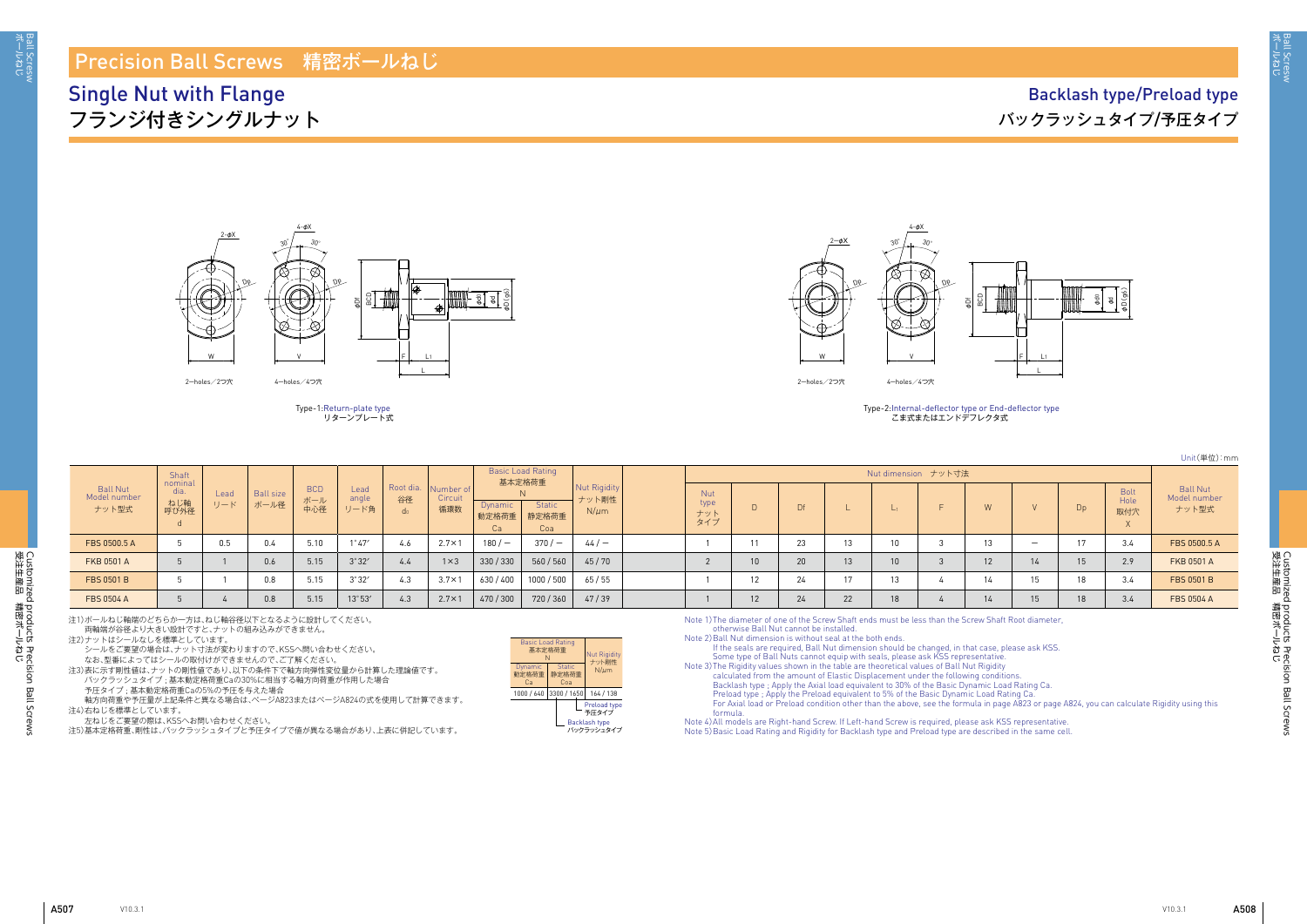# Precision Ball Screws　精密ボールねじ

## Single Nut with Flange
## フランジ付きシングルナット

## Backlash type/Preload type
## バックラッシュタイプ/予圧タイプ

Type-1:Return-plate type
リターンプレート式

Type-2:Internal-deflector type or End-deflector type
こま式またはエンドデフレクタ式

Unit(単位):mm

| Ball Nut Model number ナット型式 | Shaft nominal dia. ねじ軸呼び外径 d | Lead リード | Ball size ボール径 | BCD ボール中心径 | Lead angle リード角 | Root dia. 谷径 $d_r$ | Number of Circuit 循環数 | Basic Load Rating 基本定格荷重 N Dynamic 動定格荷重 Ca | Static 静定格荷重 Coa | Nut Rigidity ナット剛性 N/μm | Nut type ナットタイプ | D | Df | L | $L_1$ | F | W | V | Dp | Bolt Hole 取付穴 X | Ball Nut Model number ナット型式 |
|---|---|---|---|---|---|---|---|---|---|---|---|---|---|---|---|---|---|---|---|---|---|
| FBS 0500.5 A | 5 | 0.5 | 0.4 | 5.10 | 1°47′ | 4.6 | 2.7×1 | 180 / — | 370 / — | 44 / — | 1 | 11 | 23 | 13 | 10 | 3 | 13 | — | 17 | 3.4 | FBS 0500.5 A |
| FKB 0501 A | 5 | 1 | 0.6 | 5.15 | 3°32′ | 4.4 | 1×3 | 330 / 330 | 560 / 560 | 45 / 70 | 2 | 10 | 20 | 13 | 10 | 3 | 12 | 14 | 15 | 2.9 | FKB 0501 A |
| FBS 0501 B | 5 | 1 | 0.8 | 5.15 | 3°32′ | 4.3 | 3.7×1 | 630 / 400 | 1000 / 500 | 65 / 55 | 1 | 12 | 24 | 17 | 13 | 4 | 14 | 15 | 18 | 3.4 | FBS 0501 B |
| FBS 0504 A | 5 | 4 | 0.8 | 5.15 | 13°53′ | 4.3 | 2.7×1 | 470 / 300 | 720 / 360 | 47 / 39 | 1 | 12 | 24 | 22 | 18 | 4 | 14 | 15 | 18 | 3.4 | FBS 0504 A |

(Nut dimension ナット寸法: D, Df, L, $L_1$, F, W, V, Dp, X)

注1)ボールねじ軸端のどちらか一方は、ねじ軸谷径以下となるように設計してください。
　両軸端が谷径より大きい設計ですと、ナットの組み込みができません。
注2)ナットはシールなしを標準としています。
　シールをご要望の場合は、ナット寸法が変わりますので、KSSへ問い合わせください。
　なお、型番によってはシールの取付けができませんので、ご了承ください。
注3)表に示す剛性値は、ナットの剛性値であり、以下の条件下で軸方向弾性変位量から計算した理論値です。
　バックラッシュタイプ；基本動定格荷重Caの30%に相当する軸方向荷重が作用した場合
　予圧タイプ；基本動定格荷重Caの5%の予圧を与えた場合
　軸方向荷重や予圧量が上記条件と異なる場合は、ページA823またはページA824の式を使用して計算できます。
注4)右ねじを標準としています。
　左ねじをご要望の際は、KSSへお問い合わせください。
注5)基本定格荷重、剛性は、バックラッシュタイプと予圧タイプで値が異なる場合があり、上表に併記しています。

| Basic Load Rating 基本定格荷重 N Dynamic 動定格荷重 Ca | Static 静定格荷重 Coa | Nut Rigidity ナット剛性 N/μm |
|---|---|---|
| 1000 / 640 | 3300 / 1650 | 164 / 138 |

Preload type 予圧タイプ / Backlash type バックラッシュタイプ

Note 1) The diameter of one of the Screw Shaft ends must be less than the Screw Shaft Root diameter, otherwise Ball Nut cannot be installed.
Note 2) Ball Nut dimension is without seal at the both ends.
　If the seals are required, Ball Nut dimension should be changed, in that case, please ask KSS.
　Some type of Ball Nuts cannot equip with seals, please ask KSS representative.
Note 3) The Rigidity values shown in the table are theoretical values of Ball Nut Rigidity calculated from the amount of Elastic Displacement under the following conditions.
　Backlash type ; Apply the Axial load equivalent to 30% of the Basic Dynamic Load Rating Ca.
　Preload type ; Apply the Preload equivalent to 5% of the Basic Dynamic Load Rating Ca.
　For Axial load or Preload condition other than the above, see the formula in page A823 or page A824, you can calculate Rigidity using this formula.
Note 4) All models are Right-hand Screw. If Left-hand Screw is required, please ask KSS representative.
Note 5) Basic Load Rating and Rigidity for Backlash type and Preload type are described in the same cell.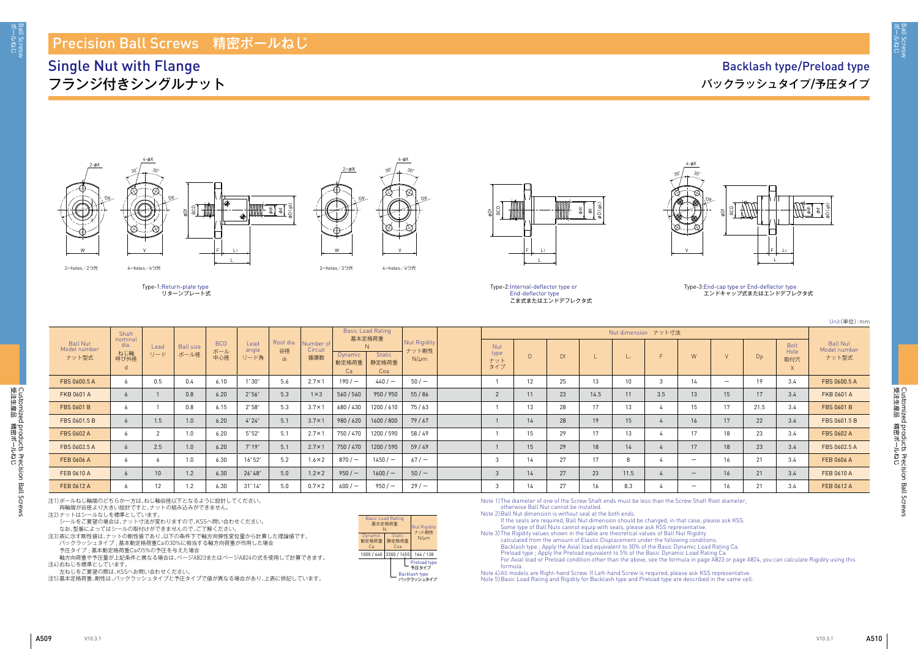# Precision Ball Screws　精密ボールねじ

## Single Nut with Flange
## フランジ付きシングルナット

## Backlash type/Preload type
## バックラッシュタイプ/予圧タイプ

Type-1:Return-plate type
リターンプレート式

Type-2:Internal-deflector type or End-deflector type
こま式またはエンドデフレクタ式

Type-3:End-cap type or End-deflector type
エンドキャップ式またはエンドデフレクタ式

Unit(単位):mm

| Ball Nut Model number ナット型式 | Shaft nominal dia. ねじ軸呼び外径 d | Lead リード | Ball size ボール径 | BCD ボール中心径 | Lead angle リード角 | Root dia. 谷径 $d_r$ | Number of Circuit 循環数 | Basic Load Rating 基本定格荷重 N Dynamic 動定格荷重 Ca | Static 静定格荷重 Coa | Nut Rigidity ナット剛性 N/μm | Nut type ナットタイプ | D | Df | L | $L_1$ | F | W | V | Dp | Bolt Hole 取付穴 X | Ball Nut Model number ナット型式 |
|---|---|---|---|---|---|---|---|---|---|---|---|---|---|---|---|---|---|---|---|---|---|
| FBS 0600.5 A | 6 | 0.5 | 0.4 | 6.10 | 1°30′ | 5.6 | 2.7×1 | 190 / − | 440 / − | 50 / − | 1 | 12 | 25 | 13 | 10 | 3 | 14 | − | 19 | 3.4 | FBS 0600.5 A |
| FKB 0601 A | 6 | 1 | 0.8 | 6.20 | 2°56′ | 5.3 | 1×3 | 560 / 560 | 950 / 950 | 55 / 86 | 2 | 11 | 23 | 14.5 | 11 | 3.5 | 13 | 15 | 17 | 3.4 | FKB 0601 A |
| FBS 0601 B | 6 | 1 | 0.8 | 6.15 | 2°58′ | 5.3 | 3.7×1 | 680 / 430 | 1200 / 610 | 75 / 63 | 1 | 13 | 28 | 17 | 13 | 4 | 15 | 17 | 21.5 | 3.4 | FBS 0601 B |
| FBS 0601.5 B | 6 | 1.5 | 1.0 | 6.20 | 4°24′ | 5.1 | 3.7×1 | 980 / 620 | 1600 / 800 | 79 / 67 | 1 | 14 | 28 | 19 | 15 | 4 | 16 | 17 | 22 | 3.4 | FBS 0601.5 B |
| FBS 0602 A | 6 | 2 | 1.0 | 6.20 | 5°52′ | 5.1 | 2.7×1 | 750 / 470 | 1200 / 590 | 58 / 49 | 1 | 15 | 29 | 17 | 13 | 4 | 17 | 18 | 23 | 3.4 | FBS 0602 A |
| FBS 0602.5 A | 6 | 2.5 | 1.0 | 6.20 | 7°19′ | 5.1 | 2.7×1 | 750 / 470 | 1200 / 590 | 59 / 49 | 1 | 15 | 29 | 18 | 14 | 4 | 17 | 18 | 23 | 3.4 | FBS 0602.5 A |
| FEB 0606 A | 6 | 6 | 1.0 | 6.30 | 16°52′ | 5.2 | 1.6×2 | 870 / − | 1450 / − | 67 / − | 3 | 14 | 27 | 17 | 8 | 4 | − | 16 | 21 | 3.4 | FEB 0606 A |
| FEB 0610 A | 6 | 10 | 1.2 | 6.30 | 26°48′ | 5.0 | 1.2×2 | 950 / − | 1600 / − | 50 / − | 3 | 14 | 27 | 23 | 11.5 | 4 | − | 16 | 21 | 3.4 | FEB 0610 A |
| FEB 0612 A | 6 | 12 | 1.2 | 6.30 | 31°14′ | 5.0 | 0.7×2 | 600 / − | 950 / − | 29 / − | 3 | 14 | 27 | 16 | 8.3 | 4 | − | 16 | 21 | 3.4 | FEB 0612 A |

注1)ボールねじ軸端のどちらか一方は、ねじ軸谷径以下となるように設計してください。
　両軸端が谷径より大きい設計ですと、ナットの組み込みができません。
注2)ナットはシールなしを標準としています。
　シールをご要望の場合は、ナット寸法が変わりますので、KSSへ問い合わせください。
　なお、型番によってはシールの取付けができませんので、ご了解ください。
注3)表に示す剛性値は、ナットの剛性値であり、以下の条件下で軸方向弾性変位量から計算した理論値です。
　バックラッシュタイプ；基本動定格荷重Caの30%に相当する軸方向荷重が作用した場合
　予圧タイプ；基本動定格荷重Caの5%の予圧を与えた場合
　軸方向荷重や予圧量が上記条件と異なる場合は、ページA823またはページA824の式を使用して計算できます。
注4)右ねじを標準としています。
　左ねじをご要望の際は、KSSへお問い合わせください。
注5)基本定格荷重、剛性は、バックラッシュタイプと予圧タイプで値が異なる場合があり、上表に併記しています。

| Basic Load Rating 基本定格荷重 N Dynamic 動定格荷重 Ca | Static 静定格荷重 Coa | Nut Rigidity ナット剛性 N/μm |
|---|---|---|
| 1000 / 640 | 3300 / 1650 | 164 / 138 |

Preload type 予圧タイプ
Backlash type バックラッシュタイプ

Note 1)The diameter of one of the Screw Shaft ends must be less than the Screw Shaft Root diameter, otherwise Ball Nut cannot be installed.
Note 2)Ball Nut dimension is without seal at the both ends.
　If the seals are required, Ball Nut dimension should be changed, in that case, please ask KSS.
　Some type of Ball Nuts cannot equip with seals, please ask KSS representative.
Note 3)The Rigidity values shown in the table are theoretical values of Ball Nut Rigidity calculated from the amount of Elastic Displacement under the following conditions.
　Backlash type ; Apply the Axial load equivalent to 30% of the Basic Dynamic Load Rating Ca.
　Preload type ; Apply the Preload equivalent to 5% of the Basic Dynamic Load Rating Ca.
　For Axial load or Preload condition other than the above, see the formula in page A823 or page A824, you can calculate Rigidity using this formula.
Note 4)All models are Right-hand Screw. If Left-hand Screw is required, please ask KSS representative.
Note 5)Basic Load Rating and Rigidity for Backlash type and Preload type are described in the same cell.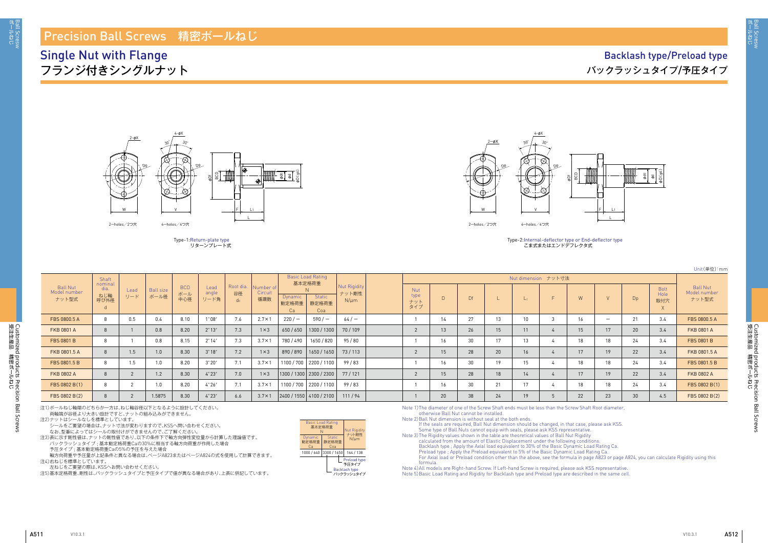# Precision Ball Screws 精密ボールねじ

## Single Nut with Flange
## フランジ付きシングルナット

## Backlash type/Preload type
## バックラッシュタイプ/予圧タイプ

Type-1:Return-plate type
リターンプレート式

Type-2:Internal-deflector type or End-deflector type
こま式またはエンドデフレクタ式

Unit(単位):mm

| Ball Nut Model number ナット型式 | Shaft nominal dia. ねじ軸呼び外径 d | Lead リード | Ball size ボール径 | BCD ボール中心径 | Lead angle リード角 | Root dia. 谷径 $d_0$ | Number of Circuit 循環数 | Basic Load Rating 基本定格荷重 N Dynamic 動定格荷重 Ca | Static 静定格荷重 Coa | Nut Rigidity ナット剛性 N/μm | Nut type ナットタイプ | D | Df | L | $L_1$ | F | W | V | Dp | Bolt Hole 取付穴 X | Ball Nut Model number ナット型式 |
|---|---|---|---|---|---|---|---|---|---|---|---|---|---|---|---|---|---|---|---|---|---|
| FBS 0800.5 A | 8 | 0.5 | 0.4 | 8.10 | 1°08′ | 7.6 | 2.7×1 | 220 / — | 590 / — | 64 / — | 1 | 14 | 27 | 13 | 10 | 3 | 16 | — | 21 | 3.4 | FBS 0800.5 A |
| FKB 0801 A | 8 | 1 | 0.8 | 8.20 | 2°13′ | 7.3 | 1×3 | 650 / 650 | 1300 / 1300 | 70 / 109 | 2 | 13 | 26 | 15 | 11 | 4 | 15 | 17 | 20 | 3.4 | FKB 0801 A |
| FBS 0801 B | 8 | 1 | 0.8 | 8.15 | 2°14′ | 7.3 | 3.7×1 | 780 / 490 | 1650 / 820 | 95 / 80 | 1 | 16 | 30 | 17 | 13 | 4 | 18 | 18 | 24 | 3.4 | FBS 0801 B |
| FKB 0801.5 A | 8 | 1.5 | 1.0 | 8.30 | 3°18′ | 7.2 | 1×3 | 890 / 890 | 1650 / 1650 | 73 / 113 | 2 | 15 | 28 | 20 | 16 | 4 | 17 | 19 | 22 | 3.4 | FKB 0801.5 A |
| FBS 0801.5 B | 8 | 1.5 | 1.0 | 8.20 | 3°20′ | 7.1 | 3.7×1 | 1100 / 700 | 2200 / 1100 | 99 / 83 | 1 | 16 | 30 | 19 | 15 | 4 | 18 | 18 | 24 | 3.4 | FBS 0801.5 B |
| FKB 0802 A | 8 | 2 | 1.2 | 8.30 | 4°23′ | 7.0 | 1×3 | 1300 / 1300 | 2300 / 2300 | 77 / 121 | 2 | 15 | 28 | 18 | 14 | 4 | 17 | 19 | 22 | 3.4 | FKB 0802 A |
| FBS 0802 B(1) | 8 | 2 | 1.0 | 8.20 | 4°26′ | 7.1 | 3.7×1 | 1100 / 700 | 2200 / 1100 | 99 / 83 | 1 | 16 | 30 | 21 | 17 | 4 | 18 | 18 | 24 | 3.4 | FBS 0802 B(1) |
| FBS 0802 B(2) | 8 | 2 | 1.5875 | 8.30 | 4°23′ | 6.6 | 3.7×1 | 2400 / 1550 | 4100 / 2100 | 111 / 94 | 1 | 20 | 38 | 24 | 19 | 5 | 22 | 23 | 30 | 4.5 | FBS 0802 B(2) |

注1)ボールねじ軸端のどちらか一方は、ねじ軸谷径以下となるように設計してください。
両軸端が谷径より大きい設計ですと、ナットの組み込みができません。
注2)ナットはシールなしを標準としています。
シールをご要望の場合は、ナット寸法が変わりますので、KSSへ問い合わせください。
なお、型番によってはシールの取付けができませんので、ご了解ください。
注3)表に示す剛性値は、ナットの剛性値であり、以下の条件下で軸方向弾性変位量から計算した理論値です。
バックラッシュタイプ；基本動定格荷重Caの30%に相当する軸方向荷重が作用した場合
予圧タイプ；基本動定格荷重Caの5%の予圧を与えた場合
軸方向荷重や予圧量が上記条件と異なる場合は、ページA823またはページA824の式を使用して計算できます。
注4)右ねじを標準としています。
左ねじをご要望の際は、KSSへお問い合わせください。
注5)基本定格荷重、剛性は、バックラッシュタイプと予圧タイプで値が異なる場合があり、上表に併記しています。

| Basic Load Rating 基本定格荷重 N Dynamic 動定格荷重 Ca | Static 静定格荷重 Coa | Nut Rigidity ナット剛性 N/μm |
|---|---|---|
| 1000 / 640 | 3300 / 1650 | 164 / 138 |

Preload type 予圧タイプ / Backlash type バックラッシュタイプ

Note 1) The diameter of one of the Screw Shaft ends must be less than the Screw Shaft Root diameter, otherwise Ball Nut cannot be installed.
Note 2) Ball Nut dimension is without seal at the both ends.
If the seals are required, Ball Nut dimension should be changed, in that case, please ask KSS.
Some type of Ball Nuts cannot equip with seals, please ask KSS representative.
Note 3) The Rigidity values shown in the table are theoretical values of Ball Nut Rigidity calculated from the amount of Elastic Displacement under the following conditions.
Backlash type ; Apply the Axial load equivalent to 30% of the Basic Dynamic Load Rating Ca.
Preload type ; Apply the Preload equivalent to 5% of the Basic Dynamic Load Rating Ca.
For Axial load or Preload condition other than the above, see the formula in page A823 or page A824, you can calculate Rigidity using this formula.
Note 4) All models are Right-hand Screw. If Left-hand Screw is required, please ask KSS representative.
Note 5) Basic Load Rating and Rigidity for Backlash type and Preload type are described in the same cell.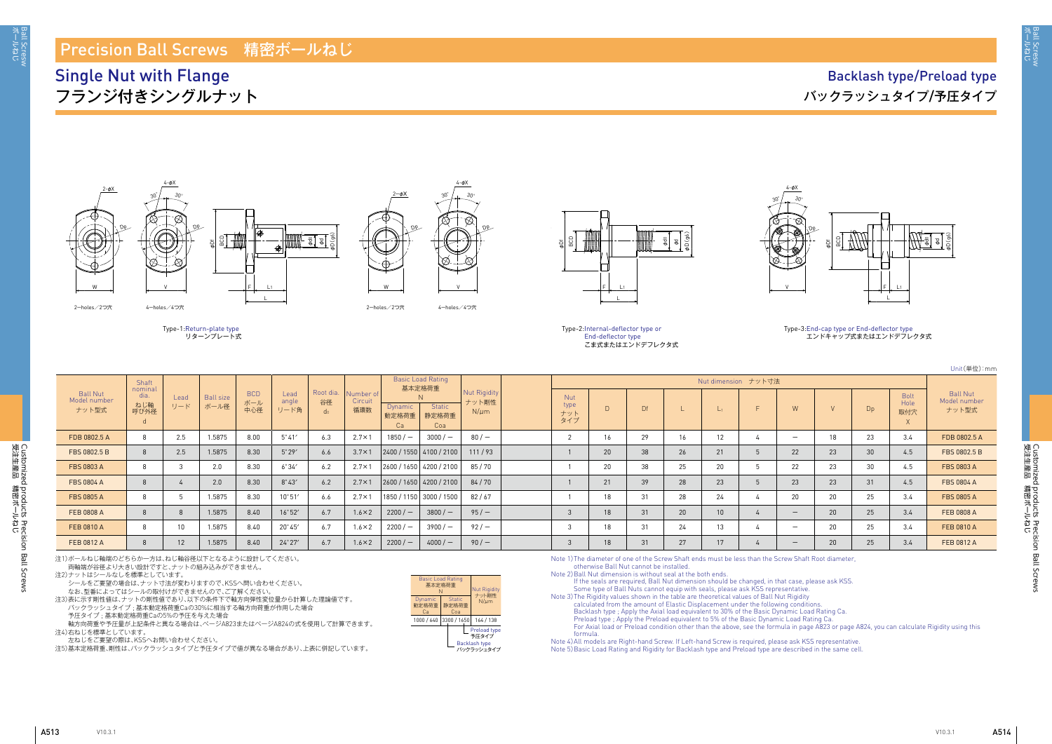# Precision Ball Screws 精密ボールねじ

## Single Nut with Flange
## フランジ付きシングルナット

## Backlash type/Preload type
## バックラッシュタイプ/予圧タイプ

2–holes／2つ穴　4–holes／4つ穴

Type-1:Return-plate type
リターンプレート式

Type-2:Internal-deflector type or End-deflector type
こま式またはエンドデフレクタ式

Type-3:End-cap type or End-deflector type
エンドキャップ式またはエンドデフレクタ式

Unit(単位):mm

| Ball Nut Model number ナット型式 | Shaft nominal dia. ねじ軸呼び外径 d | Lead リード | Ball size ボール径 | BCD ボール中心径 | Lead angle リード角 | Root dia. 谷径 $d_r$ | Number of Circuit 循環数 | Basic Load Rating 基本定格荷重 N Dynamic 動定格荷重 Ca | Static 静定格荷重 Coa | Nut Rigidity ナット剛性 N/μm | Nut type ナットタイプ | D | Df | L | $L_1$ | F | W | V | Dp | Bolt Hole 取付穴 X | Ball Nut Model number ナット型式 |
|---|---|---|---|---|---|---|---|---|---|---|---|---|---|---|---|---|---|---|---|---|---|
| FDB 0802.5 A | 8 | 2.5 | 1.5875 | 8.00 | 5°41′ | 6.3 | 2.7×1 | 1850 / — | 3000 / — | 80 / — | 2 | 16 | 29 | 16 | 12 | 4 | — | 18 | 23 | 3.4 | FDB 0802.5 A |
| FBS 0802.5 B | 8 | 2.5 | 1.5875 | 8.30 | 5°29′ | 6.6 | 3.7×1 | 2400 / 1550 | 4100 / 2100 | 111 / 93 | 1 | 20 | 38 | 26 | 21 | 5 | 22 | 23 | 30 | 4.5 | FBS 0802.5 B |
| FBS 0803 A | 8 | 3 | 2.0 | 8.30 | 6°34′ | 6.2 | 2.7×1 | 2600 / 1650 | 4200 / 2100 | 85 / 70 | 1 | 20 | 38 | 25 | 20 | 5 | 22 | 23 | 30 | 4.5 | FBS 0803 A |
| FBS 0804 A | 8 | 4 | 2.0 | 8.30 | 8°43′ | 6.2 | 2.7×1 | 2600 / 1650 | 4200 / 2100 | 84 / 70 | 1 | 21 | 39 | 28 | 23 | 5 | 23 | 23 | 31 | 4.5 | FBS 0804 A |
| FBS 0805 A | 8 | 5 | 1.5875 | 8.30 | 10°51′ | 6.6 | 2.7×1 | 1850 / 1150 | 3000 / 1500 | 82 / 67 | 1 | 18 | 31 | 28 | 24 | 4 | 20 | 20 | 25 | 3.4 | FBS 0805 A |
| FEB 0808 A | 8 | 8 | 1.5875 | 8.40 | 16°52′ | 6.7 | 1.6×2 | 2200 / — | 3800 / — | 95 / — | 3 | 18 | 31 | 20 | 10 | 4 | — | 20 | 25 | 3.4 | FEB 0808 A |
| FEB 0810 A | 8 | 10 | 1.5875 | 8.40 | 20°45′ | 6.7 | 1.6×2 | 2200 / — | 3900 / — | 92 / — | 3 | 18 | 31 | 24 | 13 | 4 | — | 20 | 25 | 3.4 | FEB 0810 A |
| FEB 0812 A | 8 | 12 | 1.5875 | 8.40 | 24°27′ | 6.7 | 1.6×2 | 2200 / — | 4000 / — | 90 / — | 3 | 18 | 31 | 27 | 17 | 4 | — | 20 | 25 | 3.4 | FEB 0812 A |

注1)ボールねじ軸端のどちらか一方は、ねじ軸谷径以下となるように設計してください。
両軸端が谷径より大きい設計ですと、ナットの組み込みができません。
注2)ナットはシールなしを標準としています。
シールをご要望の場合は、ナット寸法が変わりますので、KSSへ問い合わせください。
なお、型番によってはシールの取付けができませんので、ご了解ください。
注3)表に示す剛性値は、ナットの剛性値であり、以下の条件下で軸方向弾性変位量から計算した理論値です。
バックラッシュタイプ；基本動定格荷重Caの30%に相当する軸方向荷重が作用した場合
予圧タイプ；基本動定格荷重Caの5%の予圧を与えた場合
軸方向荷重や予圧量が上記条件と異なる場合は、ページA823またはページA824の式を使用して計算できます。
注4)右ねじを標準としています。
左ねじをご要望の際は、KSSへお問い合わせください。
注5)基本定格荷重、剛性は、バックラッシュタイプと予圧タイプで値が異なる場合があり、上表に併記しています。

| Basic Load Rating 基本定格荷重 N Dynamic 動定格荷重 Ca | Static 静定格荷重 Coa | Nut Rigidity ナット剛性 N/μm |
|---|---|---|
| 1000 / 640 | 3300 / 1650 | 164 / 138 |

Preload type 予圧タイプ
Backlash type バックラッシュタイプ

Note 1) The diameter of one of the Screw Shaft ends must be less than the Screw Shaft Root diameter, otherwise Ball Nut cannot be installed.
Note 2) Ball Nut dimension is without seal at the both ends.
If the seals are required, Ball Nut dimension should be changed, in that case, please ask KSS.
Some type of Ball Nuts cannot equip with seals, please ask KSS representative.
Note 3) The Rigidity values shown in the table are theoretical values of Ball Nut Rigidity calculated from the amount of Elastic Displacement under the following conditions.
Backlash type ; Apply the Axial load equivalent to 30% of the Basic Dynamic Load Rating Ca.
Preload type ; Apply the Preload equivalent to 5% of the Basic Dynamic Load Rating Ca.
For Axial load or Preload condition other than the above, see the formula in page A823 or page A824, you can calculate Rigidity using this formula.
Note 4) All models are Right-hand Screw. If Left-hand Screw is required, please ask KSS representative.
Note 5) Basic Load Rating and Rigidity for Backlash type and Preload type are described in the same cell.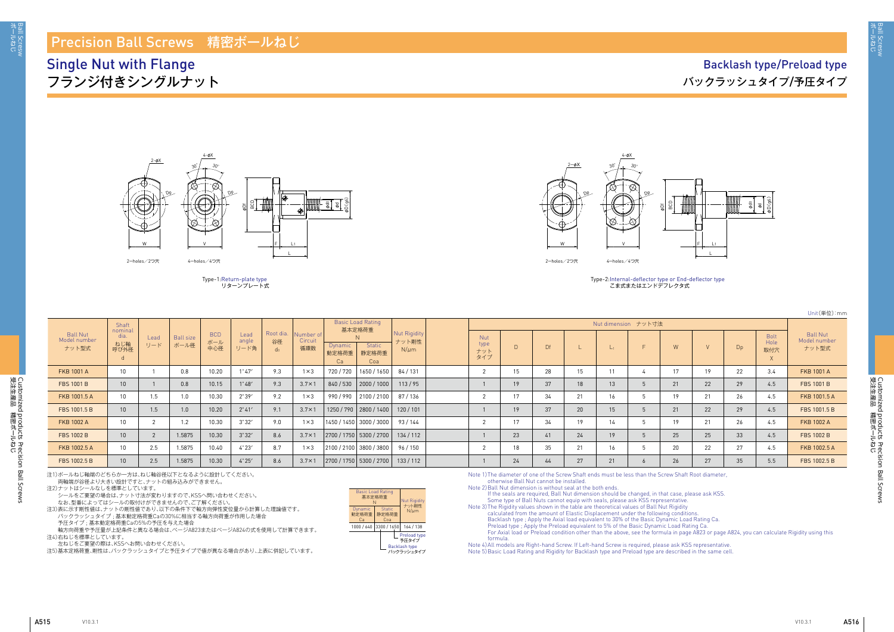# Precision Ball Screws 精密ボールねじ

## Single Nut with Flange フランジ付きシングルナット

### Backlash type/Preload type バックラッシュタイプ/予圧タイプ

Type-1:Return-plate type リターンプレート式

Type-2:Internal-deflector type or End-deflector type こま式またはエンドデフレクタ式

Unit(単位):mm

| Ball Nut Model number ナット型式 | Shaft nominal dia. ねじ軸呼び外径 d | Lead リード | Ball size ボール径 | BCD ボール中心径 | Lead angle リード角 | Root dia. 谷径 $d_0$ | Number of Circuit 循環数 | Basic Load Rating 基本定格荷重 N Dynamic 動定格荷重 Ca | Basic Load Rating 基本定格荷重 N Static 静定格荷重 Coa | Nut Rigidity ナット剛性 N/μm | Nut type ナットタイプ | D | Df | L | $L_1$ | F | W | V | Dp | Bolt Hole 取付穴 X | Ball Nut Model number ナット型式 |
|---|---|---|---|---|---|---|---|---|---|---|---|---|---|---|---|---|---|---|---|---|---|
| FKB 1001 A | 10 | 1 | 0.8 | 10.20 | 1°47′ | 9.3 | 1×3 | 720 / 720 | 1650 / 1650 | 84 / 131 | 2 | 15 | 28 | 15 | 11 | 4 | 17 | 19 | 22 | 3.4 | FKB 1001 A |
| FBS 1001 B | 10 | 1 | 0.8 | 10.15 | 1°48′ | 9.3 | 3.7×1 | 840 / 530 | 2000 / 1000 | 113 / 95 | 1 | 19 | 37 | 18 | 13 | 5 | 21 | 22 | 29 | 4.5 | FBS 1001 B |
| FKB 1001.5 A | 10 | 1.5 | 1.0 | 10.30 | 2°39′ | 9.2 | 1×3 | 990 / 990 | 2100 / 2100 | 87 / 136 | 2 | 17 | 34 | 21 | 16 | 5 | 19 | 21 | 26 | 4.5 | FKB 1001.5 A |
| FBS 1001.5 B | 10 | 1.5 | 1.0 | 10.20 | 2°41′ | 9.1 | 3.7×1 | 1250 / 790 | 2800 / 1400 | 120 / 101 | 1 | 19 | 37 | 20 | 15 | 5 | 21 | 22 | 29 | 4.5 | FBS 1001.5 B |
| FKB 1002 A | 10 | 2 | 1.2 | 10.30 | 3°32′ | 9.0 | 1×3 | 1450 / 1450 | 3000 / 3000 | 93 / 144 | 2 | 17 | 34 | 19 | 14 | 5 | 19 | 21 | 26 | 4.5 | FKB 1002 A |
| FBS 1002 B | 10 | 2 | 1.5875 | 10.30 | 3°32′ | 8.6 | 3.7×1 | 2700 / 1750 | 5300 / 2700 | 134 / 112 | 1 | 23 | 41 | 24 | 19 | 5 | 25 | 25 | 33 | 4.5 | FBS 1002 B |
| FKB 1002.5 A | 10 | 2.5 | 1.5875 | 10.40 | 4°23′ | 8.7 | 1×3 | 2100 / 2100 | 3800 / 3800 | 96 / 150 | 2 | 18 | 35 | 21 | 16 | 5 | 20 | 22 | 27 | 4.5 | FKB 1002.5 A |
| FBS 1002.5 B | 10 | 2.5 | 1.5875 | 10.30 | 4°25′ | 8.6 | 3.7×1 | 2700 / 1750 | 5300 / 2700 | 133 / 112 | 1 | 24 | 44 | 27 | 21 | 6 | 26 | 27 | 35 | 5.5 | FBS 1002.5 B |

Nut dimension ナット寸法

注1)ボールねじ軸端のどちらか一方は、ねじ軸谷径以下となるように設計してください。
両軸端が谷径より大きい設計ですと、ナットの組み込みができません。
注2)ナットはシールなしを標準としています。
シールをご要望の場合は、ナット寸法が変わりますので、KSSへ問い合わせください。
なお、型番によってはシールの取付けができませんので、ご了解ください。
注3)表に示す剛性値は、ナットの剛性値であり、以下の条件下で軸方向弾性変位量から計算した理論値です。
バックラッシュタイプ；基本動定格荷重Caの30%に相当する軸方向荷重が作用した場合
予圧タイプ；基本動定格荷重Caの5%の予圧を与えた場合
軸方向荷重や予圧量が上記条件と異なる場合は、ページA823またはページA824の式を使用して計算できます。
注4)右ねじを標準としています。
左ねじをご要望の際は、KSSへお問い合わせください。
注5)基本定格荷重、剛性は、バックラッシュタイプと予圧タイプで値が異なる場合があり、上表に併記しています。

| Basic Load Rating 基本定格荷重 N Dynamic 動定格荷重 Ca | Static 静定格荷重 Coa | Nut Rigidity ナット剛性 N/μm |
|---|---|---|
| 1000 / 640 | 3300 / 1650 | 164 / 138 |

Preload type 予圧タイプ / Backlash type バックラッシュタイプ

Note 1) The diameter of one of the Screw Shaft ends must be less than the Screw Shaft Root diameter, otherwise Ball Nut cannot be installed.
Note 2) Ball Nut dimension is without seal at the both ends.
If the seals are required, Ball Nut dimension should be changed, in that case, please ask KSS.
Some type of Ball Nuts cannot equip with seals, please ask KSS representative.
Note 3) The Rigidity values shown in the table are theoretical values of Ball Nut Rigidity calculated from the amount of Elastic Displacement under the following conditions.
Backlash type ; Apply the Axial load equivalent to 30% of the Basic Dynamic Load Rating Ca.
Preload type ; Apply the Preload equivalent to 5% of the Basic Dynamic Load Rating Ca.
For Axial load or Preload condition other than the above, see the formula in page A823 or page A824, you can calculate Rigidity using this formula.
Note 4) All models are Right-hand Screw. If Left-hand Screw is required, please ask KSS representative.
Note 5) Basic Load Rating and Rigidity for Backlash type and Preload type are described in the same cell.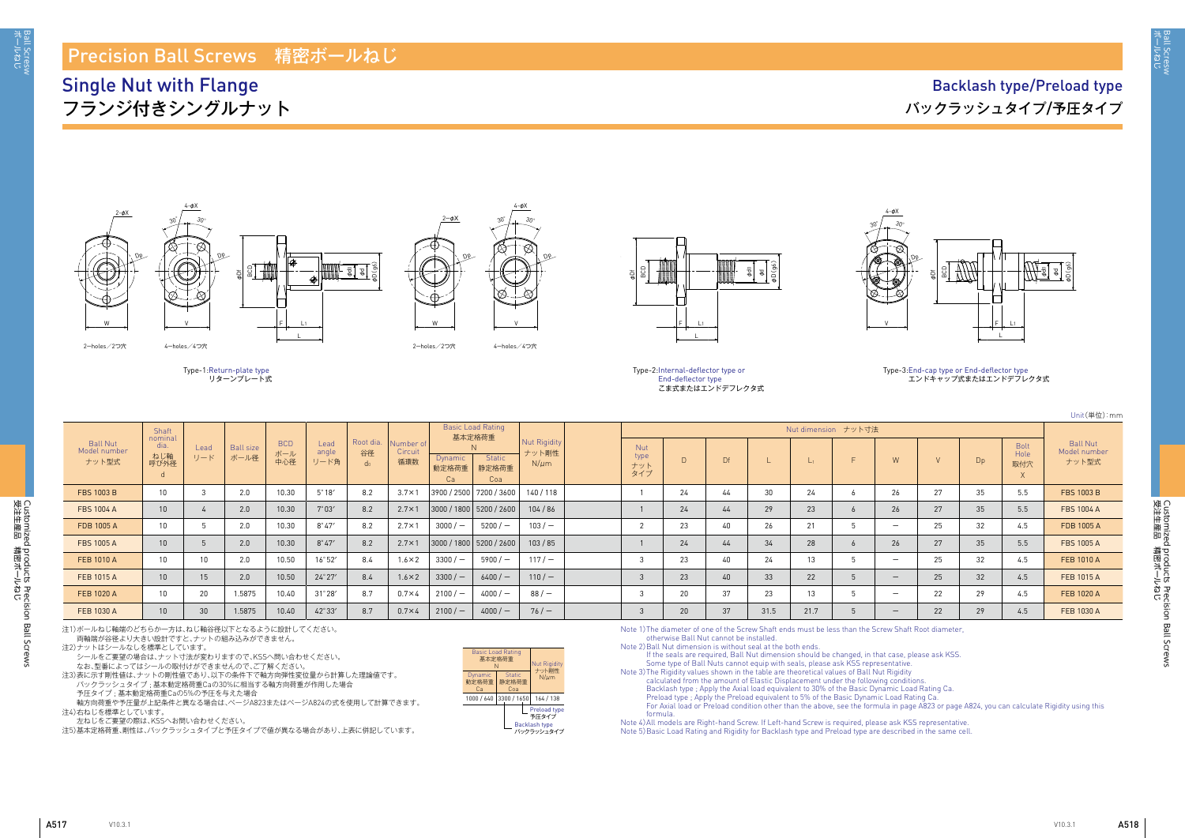# Precision Ball Screws 精密ボールねじ

## Single Nut with Flange
## フランジ付きシングルナット

## Backlash type/Preload type
## バックラッシュタイプ/予圧タイプ

Type-1:Return-plate type
リターンプレート式

Type-2:Internal-deflector type or End-deflector type
こま式またはエンドデフレクタ式

Type-3:End-cap type or End-deflector type
エンドキャップ式またはエンドデフレクタ式

2−holes／2つ穴　4−holes／4つ穴

Unit(単位):mm

| Ball Nut Model number ナット型式 | Shaft nominal dia. ねじ軸呼び外径 d | Lead リード | Ball size ボール径 | BCD ボール中心径 | Lead angle リード角 | Root dia. 谷径 $d_r$ | Number of Circuit 循環数 | Basic Load Rating 基本定格荷重 N Dynamic 動定格荷重 Ca | Static 静定格荷重 Coa | Nut Rigidity ナット剛性 N/μm | Nut type ナットタイプ | D | Df | L | $L_1$ | F | W | V | Dp | Bolt Hole 取付穴 X | Ball Nut Model number ナット型式 |
|---|---|---|---|---|---|---|---|---|---|---|---|---|---|---|---|---|---|---|---|---|---|
| FBS 1003 B | 10 | 3 | 2.0 | 10.30 | 5°18′ | 8.2 | 3.7×1 | 3900 / 2500 | 7200 / 3600 | 140 / 118 | 1 | 24 | 44 | 30 | 24 | 6 | 26 | 27 | 35 | 5.5 | FBS 1003 B |
| FBS 1004 A | 10 | 4 | 2.0 | 10.30 | 7°03′ | 8.2 | 2.7×1 | 3000 / 1800 | 5200 / 2600 | 104 / 86 | 1 | 24 | 44 | 29 | 23 | 6 | 26 | 27 | 35 | 5.5 | FBS 1004 A |
| FDB 1005 A | 10 | 5 | 2.0 | 10.30 | 8°47′ | 8.2 | 2.7×1 | 3000 / − | 5200 / − | 103 / − | 2 | 23 | 40 | 26 | 21 | 5 | − | 25 | 32 | 4.5 | FDB 1005 A |
| FBS 1005 A | 10 | 5 | 2.0 | 10.30 | 8°47′ | 8.2 | 2.7×1 | 3000 / 1800 | 5200 / 2600 | 103 / 85 | 1 | 24 | 44 | 34 | 28 | 6 | 26 | 27 | 35 | 5.5 | FBS 1005 A |
| FEB 1010 A | 10 | 10 | 2.0 | 10.50 | 16°52′ | 8.4 | 1.6×2 | 3300 / − | 5900 / − | 117 / − | 3 | 23 | 40 | 24 | 13 | 5 | − | 25 | 32 | 4.5 | FEB 1010 A |
| FEB 1015 A | 10 | 15 | 2.0 | 10.50 | 24°27′ | 8.4 | 1.6×2 | 3300 / − | 6400 / − | 110 / − | 3 | 23 | 40 | 33 | 22 | 5 | − | 25 | 32 | 4.5 | FEB 1015 A |
| FEB 1020 A | 10 | 20 | 1.5875 | 10.40 | 31°28′ | 8.7 | 0.7×4 | 2100 / − | 4000 / − | 88 / − | 3 | 20 | 37 | 23 | 13 | 5 | − | 22 | 29 | 4.5 | FEB 1020 A |
| FEB 1030 A | 10 | 30 | 1.5875 | 10.40 | 42°33′ | 8.7 | 0.7×4 | 2100 / − | 4000 / − | 76 / − | 3 | 20 | 37 | 31.5 | 21.7 | 5 | − | 22 | 29 | 4.5 | FEB 1030 A |

Columns D through X: Nut dimension ナット寸法

注1)ボールねじ軸端のどちらか一方は、ねじ軸谷径以下となるように設計してください。
　両軸端が谷径より大きい設計ですと、ナットの組み込みができません。
注2)ナットはシールなしを標準としています。
　シールをご要望の場合は、ナット寸法が変わりますので、KSSへ問い合わせください。
　なお、型番によってはシールの取付けができませんので、ご了解ください。
注3)表に示す剛性値は、ナットの剛性値であり、以下の条件下で軸方向弾性変位量から計算した理論値です。
　バックラッシュタイプ；基本動定格荷重Caの30%に相当する軸方向荷重が作用した場合
　予圧タイプ；基本動定格荷重Caの5%の予圧を与えた場合
　軸方向荷重や予圧量が上記条件と異なる場合は、ページA823またはページA824の式を使用して計算できます。
注4)右ねじを標準としています。
　左ねじをご要望の際は、KSSへお問い合わせください。
注5)基本定格荷重、剛性は、バックラッシュタイプと予圧タイプで値が異なる場合があり、上表に併記しています。

| Basic Load Rating 基本定格荷重 N Dynamic 動定格荷重 Ca | Static 静定格荷重 Coa | Nut Rigidity ナット剛性 N/μm |
|---|---|---|
| 1000 / 640 | 3300 / 1650 | 164 / 138 |

Preload type 予圧タイプ
Backlash type バックラッシュタイプ

Note 1) The diameter of one of the Screw Shaft ends must be less than the Screw Shaft Root diameter, otherwise Ball Nut cannot be installed.
Note 2) Ball Nut dimension is without seal at the both ends.
If the seals are required, Ball Nut dimension should be changed, in that case, please ask KSS.
Some type of Ball Nuts cannot equip with seals, please ask KSS representative.
Note 3) The Rigidity values shown in the table are theoretical values of Ball Nut Rigidity calculated from the amount of Elastic Displacement under the following conditions.
Backlash type ; Apply the Axial load equivalent to 30% of the Basic Dynamic Load Rating Ca.
Preload type ; Apply the Preload equivalent to 5% of the Basic Dynamic Load Rating Ca.
For Axial load or Preload condition other than the above, see the formula in page A823 or page A824, you can calculate Rigidity using this formula.
Note 4) All models are Right-hand Screw. If Left-hand Screw is required, please ask KSS representative.
Note 5) Basic Load Rating and Rigidity for Backlash type and Preload type are described in the same cell.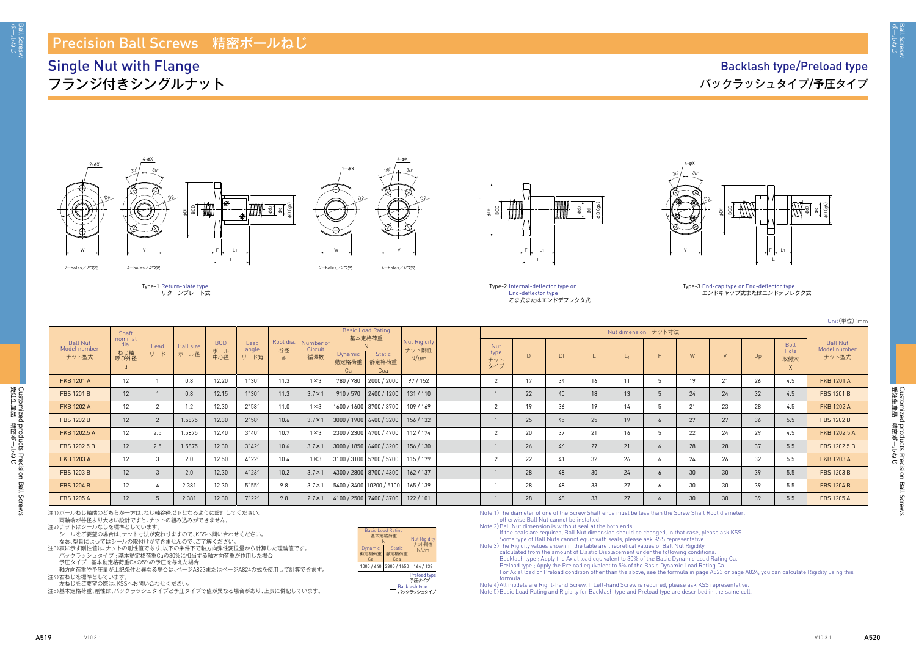# Precision Ball Screws 精密ボールねじ

## Single Nut with Flange フランジ付きシングルナット

## Backlash type/Preload type バックラッシュタイプ/予圧タイプ

Type-1:Return-plate type リターンプレート式

Type-2:Internal-deflector type or End-deflector type こま式またはエンドデフレクタ式

Type-3:End-cap type or End-deflector type エンドキャップ式またはエンドデフレクタ式

Unit(単位):mm

| Ball Nut Model number ナット型式 | Shaft nominal dia. ねじ軸呼び外径 d | Lead リード | Ball size ボール径 | BCD ボール中心径 | Lead angle リード角 | Root dia. 谷径 $d_r$ | Number of Circuit 循環数 | Basic Load Rating 基本定格荷重 N Dynamic 動定格荷重 Ca / Static 静定格荷重 Coa | | Nut Rigidity ナット剛性 N/μm | Nut type ナットタイプ | D | Df | L | $L_1$ | F | W | V | Dp | Bolt Hole 取付穴 X | Ball Nut Model number ナット型式 |
|---|---|---|---|---|---|---|---|---|---|---|---|---|---|---|---|---|---|---|---|---|---|
| | | | | | | | | Dynamic Ca | Static Coa | | | | | | | | | | | | |
| FKB 1201 A | 12 | 1 | 0.8 | 12.20 | 1°30′ | 11.3 | 1×3 | 780 / 780 | 2000 / 2000 | 97 / 152 | 2 | 17 | 34 | 16 | 11 | 5 | 19 | 21 | 26 | 4.5 | FKB 1201 A |
| FBS 1201 B | 12 | 1 | 0.8 | 12.15 | 1°30′ | 11.3 | 3.7×1 | 910 / 570 | 2400 / 1200 | 131 / 110 | 1 | 22 | 40 | 18 | 13 | 5 | 24 | 24 | 32 | 4.5 | FBS 1201 B |
| FKB 1202 A | 12 | 2 | 1.2 | 12.30 | 2°58′ | 11.0 | 1×3 | 1600 / 1600 | 3700 / 3700 | 109 / 169 | 2 | 19 | 36 | 19 | 14 | 5 | 21 | 23 | 28 | 4.5 | FKB 1202 A |
| FBS 1202 B | 12 | 2 | 1.5875 | 12.30 | 2°58′ | 10.6 | 3.7×1 | 3000 / 1900 | 6400 / 3200 | 156 / 132 | 1 | 25 | 45 | 25 | 19 | 6 | 27 | 27 | 36 | 5.5 | FBS 1202 B |
| FKB 1202.5 A | 12 | 2.5 | 1.5875 | 12.40 | 3°40′ | 10.7 | 1×3 | 2300 / 2300 | 4700 / 4700 | 112 / 174 | 2 | 20 | 37 | 21 | 16 | 5 | 22 | 24 | 29 | 4.5 | FKB 1202.5 A |
| FBS 1202.5 B | 12 | 2.5 | 1.5875 | 12.30 | 3°42′ | 10.6 | 3.7×1 | 3000 / 1850 | 6400 / 3200 | 156 / 130 | 1 | 26 | 46 | 27 | 21 | 6 | 28 | 28 | 37 | 5.5 | FBS 1202.5 B |
| FKB 1203 A | 12 | 3 | 2.0 | 12.50 | 4°22′ | 10.4 | 1×3 | 3100 / 3100 | 5700 / 5700 | 115 / 179 | 2 | 22 | 41 | 32 | 26 | 6 | 24 | 26 | 32 | 5.5 | FKB 1203 A |
| FBS 1203 B | 12 | 3 | 2.0 | 12.30 | 4°26′ | 10.2 | 3.7×1 | 4300 / 2800 | 8700 / 4300 | 162 / 137 | 1 | 28 | 48 | 30 | 24 | 6 | 30 | 30 | 39 | 5.5 | FBS 1203 B |
| FBS 1204 B | 12 | 4 | 2.381 | 12.30 | 5°55′ | 9.8 | 3.7×1 | 5400 / 3400 | 10200 / 5100 | 165 / 139 | 1 | 28 | 48 | 33 | 27 | 6 | 30 | 30 | 39 | 5.5 | FBS 1204 B |
| FBS 1205 A | 12 | 5 | 2.381 | 12.30 | 7°22′ | 9.8 | 2.7×1 | 4100 / 2500 | 7400 / 3700 | 122 / 101 | 1 | 28 | 48 | 33 | 27 | 6 | 30 | 30 | 39 | 5.5 | FBS 1205 A |

注1)ボールねじ軸端のどちらか一方は、ねじ軸谷径以下となるように設計してください。
両軸端が谷径より大きい設計ですと、ナットの組み込みができません。
注2)ナットはシールなしを標準としています。
シールをご要望の場合は、ナット寸法が変わりますので、KSSへ問い合わせください。
なお、型番によってはシールの取付けができませんので、ご了解ください。
注3)表に示す剛性値は、ナットの剛性値であり、以下の条件下で軸方向弾性変位量から計算した理論値です。
バックラッシュタイプ；基本動定格荷重Caの30%に相当する軸方向荷重が作用した場合
予圧タイプ；基本動定格荷重Caの5%の予圧を与えた場合
軸方向荷重や予圧量が上記条件と異なる場合は、ページA823またはページA824の式を使用して計算できます。
注4)右ねじを標準としています。
左ねじをご要望の際は、KSSへお問い合わせください。
注5)基本定格荷重、剛性は、バックラッシュタイプと予圧タイプで値が異なる場合があり、上表に併記しています。

| Basic Load Rating 基本定格荷重 N Dynamic 動定格荷重 Ca | Static 静定格荷重 Coa | Nut Rigidity ナット剛性 N/μm |
|---|---|---|
| 1000 / 640 | 3300 / 1650 | 164 / 138 |

Preload type 予圧タイプ
Backlash type バックラッシュタイプ

Note 1) The diameter of one of the Screw Shaft ends must be less than the Screw Shaft Root diameter, otherwise Ball Nut cannot be installed.
Note 2) Ball Nut dimension is without seal at the both ends.
If the seals are required, Ball Nut dimension should be changed, in that case, please ask KSS.
Some type of Ball Nuts cannot equip with seals, please ask KSS representative.
Note 3) The Rigidity values shown in the table are theoretical values of Ball Nut Rigidity calculated from the amount of Elastic Displacement under the following conditions.
Backlash type ; Apply the Axial load equivalent to 30% of the Basic Dynamic Load Rating Ca.
Preload type ; Apply the Preload equivalent to 5% of the Basic Dynamic Load Rating Ca.
For Axial load or Preload condition other than the above, see the formula in page A823 or page A824, you can calculate Rigidity using this formula.
Note 4) All models are Right-hand Screw. If Left-hand Screw is required, please ask KSS representative.
Note 5) Basic Load Rating and Rigidity for Backlash type and Preload type are described in the same cell.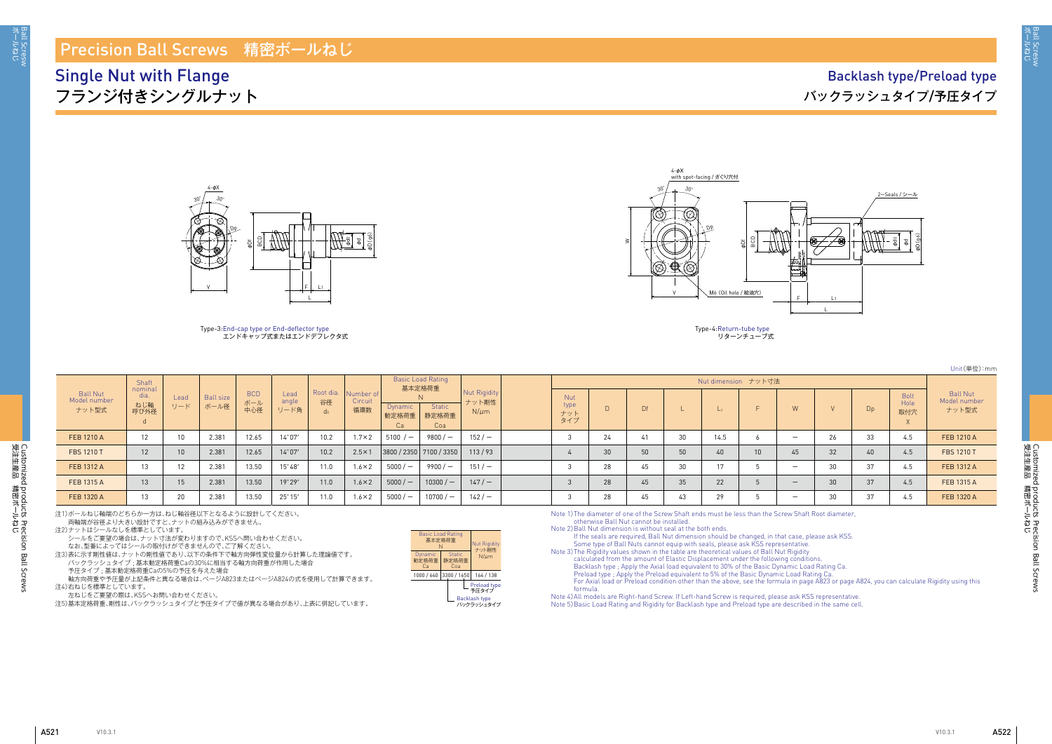# Precision Ball Screws 精密ボールねじ

## Single Nut with Flange
## フランジ付きシングルナット

## Backlash type/Preload type
## バックラッシュタイプ/予圧タイプ

Type-3:End-cap type or End-deflector type
エンドキャップ式またはエンドデフレクタ式

Type-4:Return-tube type
リターンチューブ式

Unit(単位):mm

| Ball Nut Model number ナット型式 | Shaft nominal dia. ねじ軸呼び外径 d | Lead リード | Ball size ボール径 | BCD ボール中心径 | Lead angle リード角 | Root dia. 谷径 $d_0$ | Number of Circuit 循環数 | Basic Load Rating 基本定格荷重 N Dynamic 動定格荷重 Ca | Basic Load Rating 基本定格荷重 N Static 静定格荷重 Coa | Nut Rigidity ナット剛性 N/μm | Nut type ナットタイプ | D | Df | L | $L_1$ | F | W | V | Dp | Bolt Hole 取付穴 X | Ball Nut Model number ナット型式 |
|---|---|---|---|---|---|---|---|---|---|---|---|---|---|---|---|---|---|---|---|---|---|
| FEB 1210 A | 12 | 10 | 2.381 | 12.65 | 14°07′ | 10.2 | 1.7×2 | 5100 / − | 9800 / − | 152 / − | 3 | 24 | 41 | 30 | 14.5 | 6 | − | 26 | 33 | 4.5 | FEB 1210 A |
| FBS 1210 T | 12 | 10 | 2.381 | 12.65 | 14°07′ | 10.2 | 2.5×1 | 3800 / 2350 | 7100 / 3350 | 113 / 93 | 4 | 30 | 50 | 50 | 40 | 10 | 45 | 32 | 40 | 4.5 | FBS 1210 T |
| FEB 1312 A | 13 | 12 | 2.381 | 13.50 | 15°48′ | 11.0 | 1.6×2 | 5000 / − | 9900 / − | 151 / − | 3 | 28 | 45 | 30 | 17 | 5 | − | 30 | 37 | 4.5 | FEB 1312 A |
| FEB 1315 A | 13 | 15 | 2.381 | 13.50 | 19°29′ | 11.0 | 1.6×2 | 5000 / − | 10300 / − | 147 / − | 3 | 28 | 45 | 35 | 22 | 5 | − | 30 | 37 | 4.5 | FEB 1315 A |
| FEB 1320 A | 13 | 20 | 2.381 | 13.50 | 25°15′ | 11.0 | 1.6×2 | 5000 / − | 10700 / − | 142 / − | 3 | 28 | 45 | 43 | 29 | 5 | − | 30 | 37 | 4.5 | FEB 1320 A |

注1)ボールねじ軸端のどちらか一方は、ねじ軸谷径以下となるように設計してください。
両軸端が谷径より大きい設計ですと、ナットの組み込みができません。
注2)ナットはシールなしを標準としています。
シールをご要望の場合は、ナット寸法が変わりますので、KSSへ問い合わせください。
なお、型番によってはシールの取付けができませんので、ご了解ください。
注3)表に示す剛性値は、ナットの剛性値であり、以下の条件下で軸方向弾性変位量から計算した理論値です。
バックラッシュタイプ ; 基本動定格荷重Caの30%に相当する軸方向荷重が作用した場合
予圧タイプ ; 基本動定格荷重Caの5%の予圧を与えた場合
軸方向荷重や予圧量が上記条件と異なる場合は、ページA823またはページA824の式を使用して計算できます。
注4)右ねじを標準としています。
左ねじをご要望の際は、KSSへお問い合わせください。
注5)基本定格荷重、剛性は、バックラッシュタイプと予圧タイプで値が異なる場合があり、上表に併記しています。

| Basic Load Rating 基本定格荷重 N Dynamic 動定格荷重 Ca | Static 静定格荷重 Coa | Nut Rigidity ナット剛性 N/μm |
|---|---|---|
| 1000 / 640 | 3300 / 1650 | 164 / 138 |

Preload type 予圧タイプ
Backlash type バックラッシュタイプ

Note 1)The diameter of one of the Screw Shaft ends must be less than the Screw Shaft Root diameter, otherwise Ball Nut cannot be installed.
Note 2)Ball Nut dimension is without seal at the both ends.
If the seals are required, Ball Nut dimension should be changed, in that case, please ask KSS.
Some type of Ball Nuts cannot equip with seals, please ask KSS representative.
Note 3)The Rigidity values shown in the table are theoretical values of Ball Nut Rigidity calculated from the amount of Elastic Displacement under the following conditions.
Backlash type ; Apply the Axial load equivalent to 30% of the Basic Dynamic Load Rating Ca.
Preload type ; Apply the Preload equivalent to 5% of the Basic Dynamic Load Rating Ca.
For Axial load or Preload condition other than the above, see the formula in page A823 or page A824, you can calculate Rigidity using this formula.
Note 4)All models are Right-hand Screw. If Left-hand Screw is required, please ask KSS representative.
Note 5)Basic Load Rating and Rigidity for Backlash type and Preload type are described in the same cell.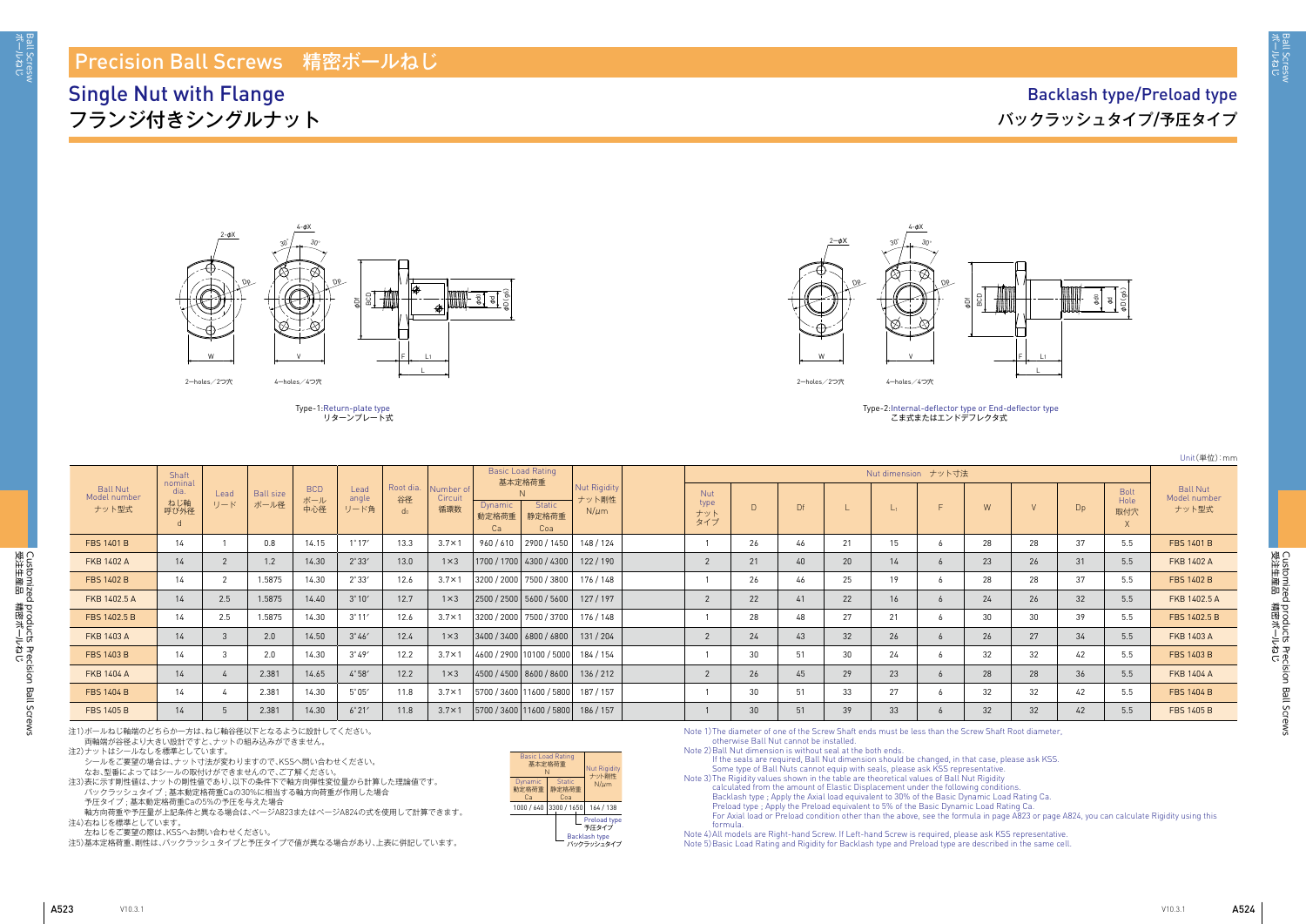# Precision Ball Screws 精密ボールねじ

## Single Nut with Flange フランジ付きシングルナット

## Backlash type/Preload type バックラッシュタイプ/予圧タイプ

Type-1:Return-plate type リターンプレート式

Type-2:Internal-deflector type or End-deflector type こま式またはエンドデフレクタ式

Unit(単位):mm

| Ball Nut Model number ナット型式 | Shaft nominal dia. ねじ軸呼び外径 d | Lead リード | Ball size ボール径 | BCD ボール中心径 | Lead angle リード角 | Root dia. 谷径 $d_0$ | Number of Circuit 循環数 | Basic Load Rating 基本定格荷重 N Dynamic 動定格荷重 Ca / Static 静定格荷重 Coa | | Nut Rigidity ナット剛性 N/μm | Nut type ナットタイプ | D | Df | L | $L_1$ | F | W | V | Dp | Bolt Hole 取付穴 X | Ball Nut Model number ナット型式 |
|---|---|---|---|---|---|---|---|---|---|---|---|---|---|---|---|---|---|---|---|---|---|
| FBS 1401 B | 14 | 1 | 0.8 | 14.15 | 1°17′ | 13.3 | 3.7×1 | 960 / 610 | 2900 / 1450 | 148 / 124 | 1 | 26 | 46 | 21 | 15 | 6 | 28 | 28 | 37 | 5.5 | FBS 1401 B |
| FKB 1402 A | 14 | 2 | 1.2 | 14.30 | 2°33′ | 13.0 | 1×3 | 1700 / 1700 | 4300 / 4300 | 122 / 190 | 2 | 21 | 40 | 20 | 14 | 6 | 23 | 26 | 31 | 5.5 | FKB 1402 A |
| FBS 1402 B | 14 | 2 | 1.5875 | 14.30 | 2°33′ | 12.6 | 3.7×1 | 3200 / 2000 | 7500 / 3800 | 176 / 148 | 1 | 26 | 46 | 25 | 19 | 6 | 28 | 28 | 37 | 5.5 | FBS 1402 B |
| FKB 1402.5 A | 14 | 2.5 | 1.5875 | 14.40 | 3°10′ | 12.7 | 1×3 | 2500 / 2500 | 5600 / 5600 | 127 / 197 | 2 | 22 | 41 | 22 | 16 | 6 | 24 | 26 | 32 | 5.5 | FKB 1402.5 A |
| FBS 1402.5 B | 14 | 2.5 | 1.5875 | 14.30 | 3°11′ | 12.6 | 3.7×1 | 3200 / 2000 | 7500 / 3700 | 176 / 148 | 1 | 28 | 48 | 27 | 21 | 6 | 30 | 30 | 39 | 5.5 | FBS 1402.5 B |
| FKB 1403 A | 14 | 3 | 2.0 | 14.50 | 3°46′ | 12.4 | 1×3 | 3400 / 3400 | 6800 / 6800 | 131 / 204 | 2 | 24 | 43 | 32 | 26 | 6 | 26 | 27 | 34 | 5.5 | FKB 1403 A |
| FBS 1403 B | 14 | 3 | 2.0 | 14.30 | 3°49′ | 12.2 | 3.7×1 | 4600 / 2900 | 10100 / 5000 | 184 / 154 | 1 | 30 | 51 | 30 | 24 | 6 | 32 | 32 | 42 | 5.5 | FBS 1403 B |
| FKB 1404 A | 14 | 4 | 2.381 | 14.65 | 4°58′ | 12.2 | 1×3 | 4500 / 4500 | 8600 / 8600 | 136 / 212 | 2 | 26 | 45 | 29 | 23 | 6 | 28 | 28 | 36 | 5.5 | FKB 1404 A |
| FBS 1404 B | 14 | 4 | 2.381 | 14.30 | 5°05′ | 11.8 | 3.7×1 | 5700 / 3600 | 11600 / 5800 | 187 / 157 | 1 | 30 | 51 | 33 | 27 | 6 | 32 | 32 | 42 | 5.5 | FBS 1404 B |
| FBS 1405 B | 14 | 5 | 2.381 | 14.30 | 6°21′ | 11.8 | 3.7×1 | 5700 / 3600 | 11600 / 5800 | 186 / 157 | 1 | 30 | 51 | 39 | 33 | 6 | 32 | 32 | 42 | 5.5 | FBS 1405 B |

注1)ボールねじ軸端のどちらか一方は、ねじ軸谷径以下となるように設計してください。
　　両軸端が谷径より大きい設計ですと、ナットの組み込みができません。
注2)ナットはシールなしを標準としています。
　　シールをご要望の場合は、ナット寸法が変わりますので、KSSへ問い合わせください。
　　なお、型番によってはシールの取付けができませんので、ご了解ください。
注3)表に示す剛性値は、ナットの剛性値であり、以下の条件下で軸方向弾性変位量から計算した理論値です。
　　バックラッシュタイプ：基本動定格荷重Caの30%に相当する軸方向荷重が作用した場合
　　予圧タイプ：基本動定格荷重Caの5%の予圧を与えた場合
　　軸方向荷重や予圧量が上記条件と異なる場合は、ページA823またはページA824の式を使用して計算できます。
注4)右ねじを標準としています。
　　左ねじをご要望の際は、KSSへお問い合わせください。
注5)基本定格荷重、剛性は、バックラッシュタイプと予圧タイプで値が異なる場合があり、上表に併記しています。

| Basic Load Rating 基本定格荷重 N Dynamic 動定格荷重 Ca | Static 静定格荷重 Coa | Nut Rigidity ナット剛性 N/μm |
|---|---|---|
| 1000 / 640 | 3300 / 1650 | 164 / 138 |

Preload type 予圧タイプ
Backlash type バックラッシュタイプ

Note 1) The diameter of one of the Screw Shaft ends must be less than the Screw Shaft Root diameter, otherwise Ball Nut cannot be installed.
Note 2) Ball Nut dimension is without seal at the both ends.
If the seals are required, Ball Nut dimension should be changed, in that case, please ask KSS.
Some type of Ball Nuts cannot equip with seals, please ask KSS representative.
Note 3) The Rigidity values shown in the table are theoretical values of Ball Nut Rigidity calculated from the amount of Elastic Displacement under the following conditions.
Backlash type ; Apply the Axial load equivalent to 30% of the Basic Dynamic Load Rating Ca.
Preload type ; Apply the Preload equivalent to 5% of the Basic Dynamic Load Rating Ca.
For Axial load or Preload condition other than the above, see the formula in page A823 or page A824, you can calculate Rigidity using this formula.
Note 4) All models are Right-hand Screw. If Left-hand Screw is required, please ask KSS representative.
Note 5) Basic Load Rating and Rigidity for Backlash type and Preload type are described in the same cell.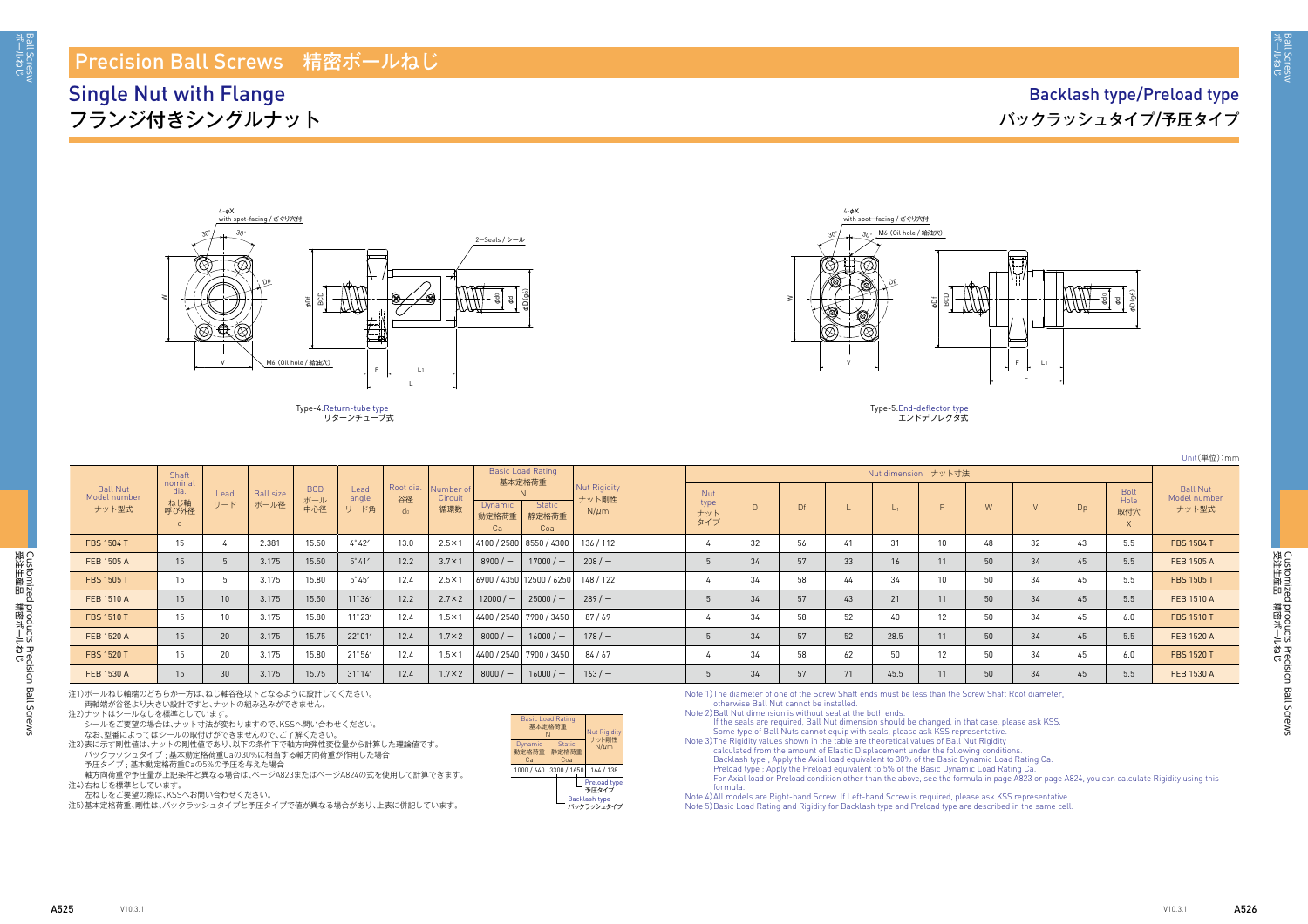# Precision Ball Screws　精密ボールねじ

## Single Nut with Flange
## フランジ付きシングルナット

## Backlash type/Preload type
## バックラッシュタイプ/予圧タイプ

Type-4:Return-tube type
リターンチューブ式

Type-5:End-deflector type
エンドデフレクタ式

Unit(単位):mm

| Ball Nut Model number ナット型式 | Shaft nominal dia. ねじ軸呼び外径 d | Lead リード | Ball size ボール径 | BCD ボール中心径 | Lead angle リード角 | Root dia. 谷径 $d_0$ | Number of Circuit 循環数 | Basic Load Rating 基本定格荷重 N Dynamic 動定格荷重 Ca | Static 静定格荷重 Coa | Nut Rigidity ナット剛性 N/μm | Nut type ナットタイプ | D | Df | L | $L_1$ | F | W | V | Dp | Bolt Hole 取付穴 X | Ball Nut Model number ナット型式 |
|---|---|---|---|---|---|---|---|---|---|---|---|---|---|---|---|---|---|---|---|---|---|
| FBS 1504 T | 15 | 4 | 2.381 | 15.50 | 4°42′ | 13.0 | 2.5×1 | 4100 / 2580 | 8550 / 4300 | 136 / 112 | 4 | 32 | 56 | 41 | 31 | 10 | 48 | 32 | 43 | 5.5 | FBS 1504 T |
| FEB 1505 A | 15 | 5 | 3.175 | 15.50 | 5°41′ | 12.2 | 3.7×1 | 8900 / − | 17000 / − | 208 / − | 5 | 34 | 57 | 33 | 16 | 11 | 50 | 34 | 45 | 5.5 | FEB 1505 A |
| FBS 1505 T | 15 | 5 | 3.175 | 15.80 | 5°45′ | 12.4 | 2.5×1 | 6900 / 4350 | 12500 / 6250 | 148 / 122 | 4 | 34 | 58 | 44 | 34 | 10 | 50 | 34 | 45 | 5.5 | FBS 1505 T |
| FEB 1510 A | 15 | 10 | 3.175 | 15.50 | 11°36′ | 12.2 | 2.7×2 | 12000 / − | 25000 / − | 289 / − | 5 | 34 | 57 | 43 | 21 | 11 | 50 | 34 | 45 | 5.5 | FEB 1510 A |
| FBS 1510 T | 15 | 10 | 3.175 | 15.80 | 11°23′ | 12.4 | 1.5×1 | 4400 / 2540 | 7900 / 3450 | 87 / 69 | 4 | 34 | 58 | 52 | 40 | 12 | 50 | 34 | 45 | 6.0 | FBS 1510 T |
| FEB 1520 A | 15 | 20 | 3.175 | 15.75 | 22°01′ | 12.4 | 1.7×2 | 8000 / − | 16000 / − | 178 / − | 5 | 34 | 57 | 52 | 28.5 | 11 | 50 | 34 | 45 | 5.5 | FEB 1520 A |
| FBS 1520 T | 15 | 20 | 3.175 | 15.80 | 21°56′ | 12.4 | 1.5×1 | 4400 / 2540 | 7900 / 3450 | 84 / 67 | 4 | 34 | 58 | 62 | 50 | 12 | 50 | 34 | 45 | 6.0 | FBS 1520 T |
| FEB 1530 A | 15 | 30 | 3.175 | 15.75 | 31°14′ | 12.4 | 1.7×2 | 8000 / − | 16000 / − | 163 / − | 5 | 34 | 57 | 71 | 45.5 | 11 | 50 | 34 | 45 | 5.5 | FEB 1530 A |

注1)ボールねじ軸端のどちらか一方は、ねじ軸谷径以下となるように設計してください。
両軸端が谷径より大きい設計ですと、ナットの組み込みができません。
注2)ナットはシールなしを標準としています。
シールをご要望の場合は、ナット寸法が変わりますので、KSSへ問い合わせください。
なお、型番によってはシールの取付けができませんので、ご了解ください。
注3)表に示す剛性値は、ナットの剛性値であり、以下の条件下で軸方向弾性変位量から計算した理論値です。
バックラッシュタイプ；基本動定格荷重Caの30%に相当する軸方向荷重が作用した場合
予圧タイプ；基本動定格荷重Caの5%の予圧を与えた場合
軸方向荷重や予圧量が上記条件と異なる場合は、ページA823またはページA824の式を使用して計算できます。
注4)右ねじを標準としています。
左ねじをご要望の際は、KSSへお問い合わせください。
注5)基本定格荷重、剛性は、バックラッシュタイプと予圧タイプで値が異なる場合があり、上表に併記しています。

| Basic Load Rating 基本定格荷重 N Dynamic 動定格荷重 Ca | Static 静定格荷重 Coa | Nut Rigidity ナット剛性 N/μm |
|---|---|---|
| 1000 / 640 | 3300 / 1650 | 164 / 138 |

Preload type 予圧タイプ
Backlash type バックラッシュタイプ

Note 1) The diameter of one of the Screw Shaft ends must be less than the Screw Shaft Root diameter, otherwise Ball Nut cannot be installed.
Note 2) Ball Nut dimension is without seal at the both ends.
If the seals are required, Ball Nut dimension should be changed, in that case, please ask KSS.
Some type of Ball Nuts cannot equip with seals, please ask KSS representative.
Note 3) The Rigidity values shown in the table are theoretical values of Ball Nut Rigidity calculated from the amount of Elastic Displacement under the following conditions.
Backlash type ; Apply the Axial load equivalent to 30% of the Basic Dynamic Load Rating Ca.
Preload type ; Apply the Preload equivalent to 5% of the Basic Dynamic Load Rating Ca.
For Axial load or Preload condition other than the above, see the formula in page A823 or page A824, you can calculate Rigidity using this formula.
Note 4) All models are Right-hand Screw. If Left-hand Screw is required, please ask KSS representative.
Note 5) Basic Load Rating and Rigidity for Backlash type and Preload type are described in the same cell.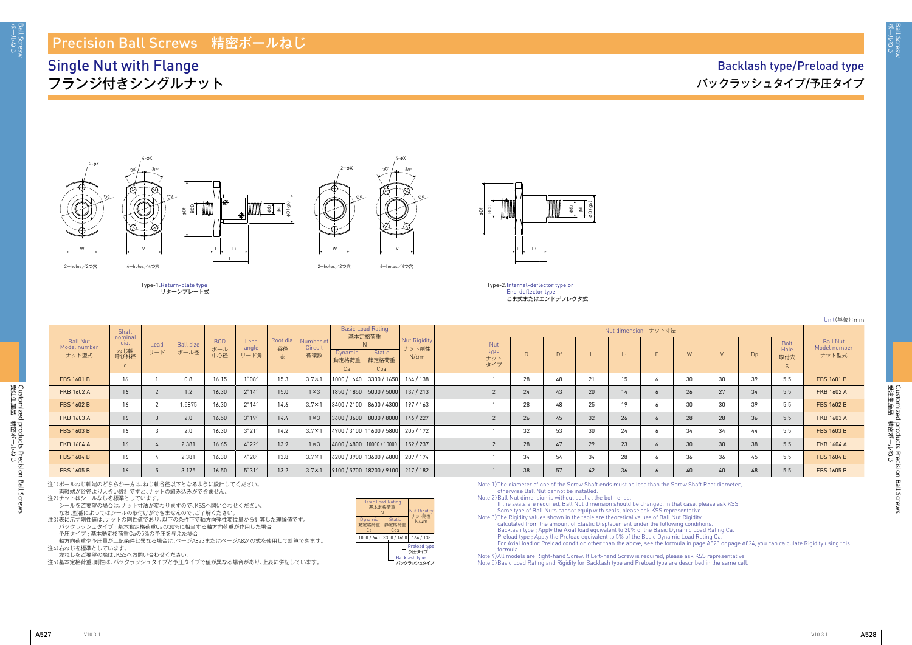# Precision Ball Screws 精密ボールねじ

## Single Nut with Flange フランジ付きシングルナット

## Backlash type/Preload type バックラッシュタイプ/予圧タイプ

2−holes／2つ穴　4−holes／4つ穴

Type-1:Return-plate type リターンプレート式

Type-2:Internal-deflector type or End-deflector type こま式またはエンドデフレクタ式

Unit(単位):mm

| Ball Nut Model number ナット型式 | Shaft nominal dia. ねじ軸呼び外径 d | Lead リード | Ball size ボール径 | BCD ボール中心径 | Lead angle リード角 | Root dia. 谷径 $d_0$ | Number of Circuit 循環数 | Basic Load Rating 基本定格荷重 N Dynamic 動定格荷重 Ca | Static 静定格荷重 Coa | Nut Rigidity ナット剛性 N/μm | Nut type ナットタイプ | D | Df | L | $L_1$ | F | W | V | Dp | Bolt Hole 取付穴 X | Ball Nut Model number ナット型式 |
|---|---|---|---|---|---|---|---|---|---|---|---|---|---|---|---|---|---|---|---|---|---|
| FBS 1601 B | 16 | 1 | 0.8 | 16.15 | 1°08′ | 15.3 | 3.7×1 | 1000 / 640 | 3300 / 1650 | 164 / 138 | 1 | 28 | 48 | 21 | 15 | 6 | 30 | 30 | 39 | 5.5 | FBS 1601 B |
| FKB 1602 A | 16 | 2 | 1.2 | 16.30 | 2°14′ | 15.0 | 1×3 | 1850 / 1850 | 5000 / 5000 | 137 / 213 | 2 | 24 | 43 | 20 | 14 | 6 | 26 | 27 | 34 | 5.5 | FKB 1602 A |
| FBS 1602 B | 16 | 2 | 1.5875 | 16.30 | 2°14′ | 14.6 | 3.7×1 | 3400 / 2100 | 8600 / 4300 | 197 / 163 | 1 | 28 | 48 | 25 | 19 | 6 | 30 | 30 | 39 | 5.5 | FBS 1602 B |
| FKB 1603 A | 16 | 3 | 2.0 | 16.50 | 3°19′ | 14.4 | 1×3 | 3600 / 3600 | 8000 / 8000 | 146 / 227 | 2 | 26 | 45 | 32 | 26 | 6 | 28 | 28 | 36 | 5.5 | FKB 1603 A |
| FBS 1603 B | 16 | 3 | 2.0 | 16.30 | 3°21′ | 14.2 | 3.7×1 | 4900 / 3100 | 11600 / 5800 | 205 / 172 | 1 | 32 | 53 | 30 | 24 | 6 | 34 | 34 | 44 | 5.5 | FBS 1603 B |
| FKB 1604 A | 16 | 4 | 2.381 | 16.65 | 4°22′ | 13.9 | 1×3 | 4800 / 4800 | 10000 / 10000 | 152 / 237 | 2 | 28 | 47 | 29 | 23 | 6 | 30 | 30 | 38 | 5.5 | FKB 1604 A |
| FBS 1604 B | 16 | 4 | 2.381 | 16.30 | 4°28′ | 13.8 | 3.7×1 | 6200 / 3900 | 13600 / 6800 | 209 / 174 | 1 | 34 | 54 | 34 | 28 | 6 | 36 | 36 | 45 | 5.5 | FBS 1604 B |
| FBS 1605 B | 16 | 5 | 3.175 | 16.50 | 5°31′ | 13.2 | 3.7×1 | 9100 / 5700 | 18200 / 9100 | 217 / 182 | 1 | 38 | 57 | 42 | 36 | 6 | 40 | 40 | 48 | 5.5 | FBS 1605 B |

注1)ボールねじ軸端のどちらか一方は、ねじ軸谷径以下となるように設計してください。
　両軸端が谷径より大きい設計ですと、ナットの組み込みができません。
注2)ナットはシールなしを標準としています。
　シールをご要望の場合は、ナット寸法が変わりますので、KSSへ問い合わせください。
　なお、型番によってはシールの取付けができませんので、ご了解ください。
注3)表に示す剛性値は、ナットの剛性値であり、以下の条件下で軸方向弾性変位量から計算した理論値です。
　バックラッシュタイプ；基本動定格荷重Caの30%に相当する軸方向荷重が作用した場合
　予圧タイプ；基本動定格荷重Caの5%の予圧を与えた場合
　軸方向荷重や予圧量が上記条件と異なる場合は、ページA823またはページA824の式を使用して計算できます。
注4)右ねじを標準としています。
　左ねじをご要望の際は、KSSへお問い合わせください。
注5)基本定格荷重、剛性は、バックラッシュタイプと予圧タイプで値が異なる場合があり、上表に併記しています。

| Basic Load Rating 基本定格荷重 N Dynamic 動定格荷重 Ca | Static 静定格荷重 Coa | Nut Rigidity ナット剛性 N/μm |
|---|---|---|
| 1000 / 640 | 3300 / 1650 | 164 / 138 |

Preload type 予圧タイプ
Backlash type バックラッシュタイプ

Note 1) The diameter of one of the Screw Shaft ends must be less than the Screw Shaft Root diameter, otherwise Ball Nut cannot be installed.
Note 2) Ball Nut dimension is without seal at the both ends.
If the seals are required, Ball Nut dimension should be changed, in that case, please ask KSS.
Some type of Ball Nuts cannot equip with seals, please ask KSS representative.
Note 3) The Rigidity values shown in the table are theoretical values of Ball Nut Rigidity calculated from the amount of Elastic Displacement under the following conditions.
Backlash type ; Apply the Axial load equivalent to 30% of the Basic Dynamic Load Rating Ca.
Preload type ; Apply the Preload equivalent to 5% of the Basic Dynamic Load Rating Ca.
For Axial load or Preload condition other than the above, see the formula in page A823 or page A824, you can calculate Rigidity using this formula.
Note 4) All models are Right-hand Screw. If Left-hand Screw is required, please ask KSS representative.
Note 5) Basic Load Rating and Rigidity for Backlash type and Preload type are described in the same cell.